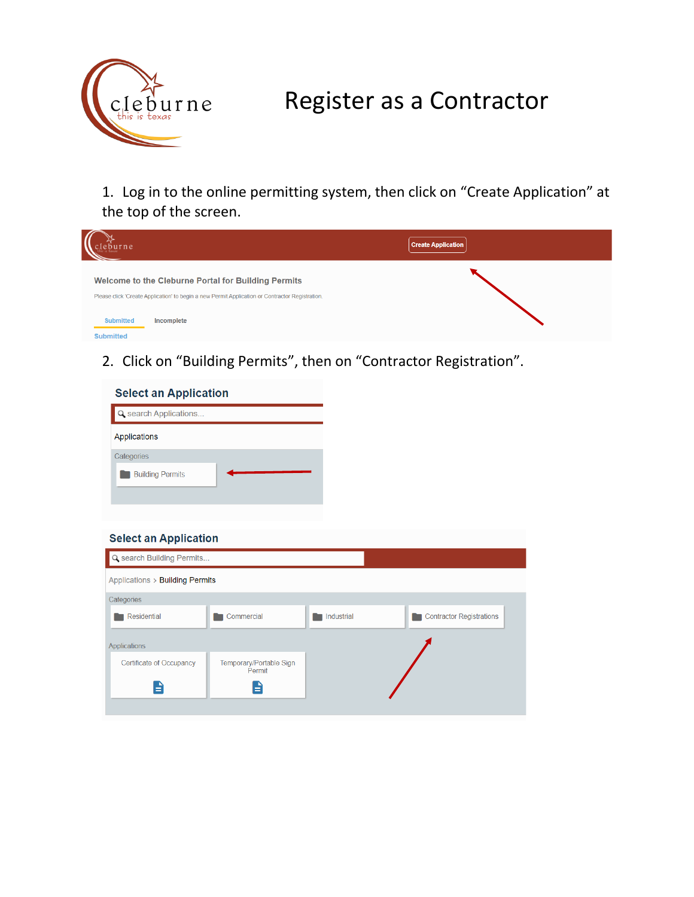# Register as a Contractor

1. Log in to the online permitting system, then click on "Create Application" at the top of the screen.

Create Application

Welcome to the Cleburne Portal for Building Permits

Please click 'Create Application' to begin a new Permit Application or Contractor Registration.

Submitted Incomplete

Submitted

2. Click on "Building Permits", then on "Contractor Registration".

Select an Application

search Applications...

Applications

Categories

Building Permits

Select an Application

search Building Permits...

Applications > Building Permits

Categories

Residential | Commercial | Industrial | Contractor Registrations

Applications

Certificate of Occupancy | Temporary/Portable Sign Permit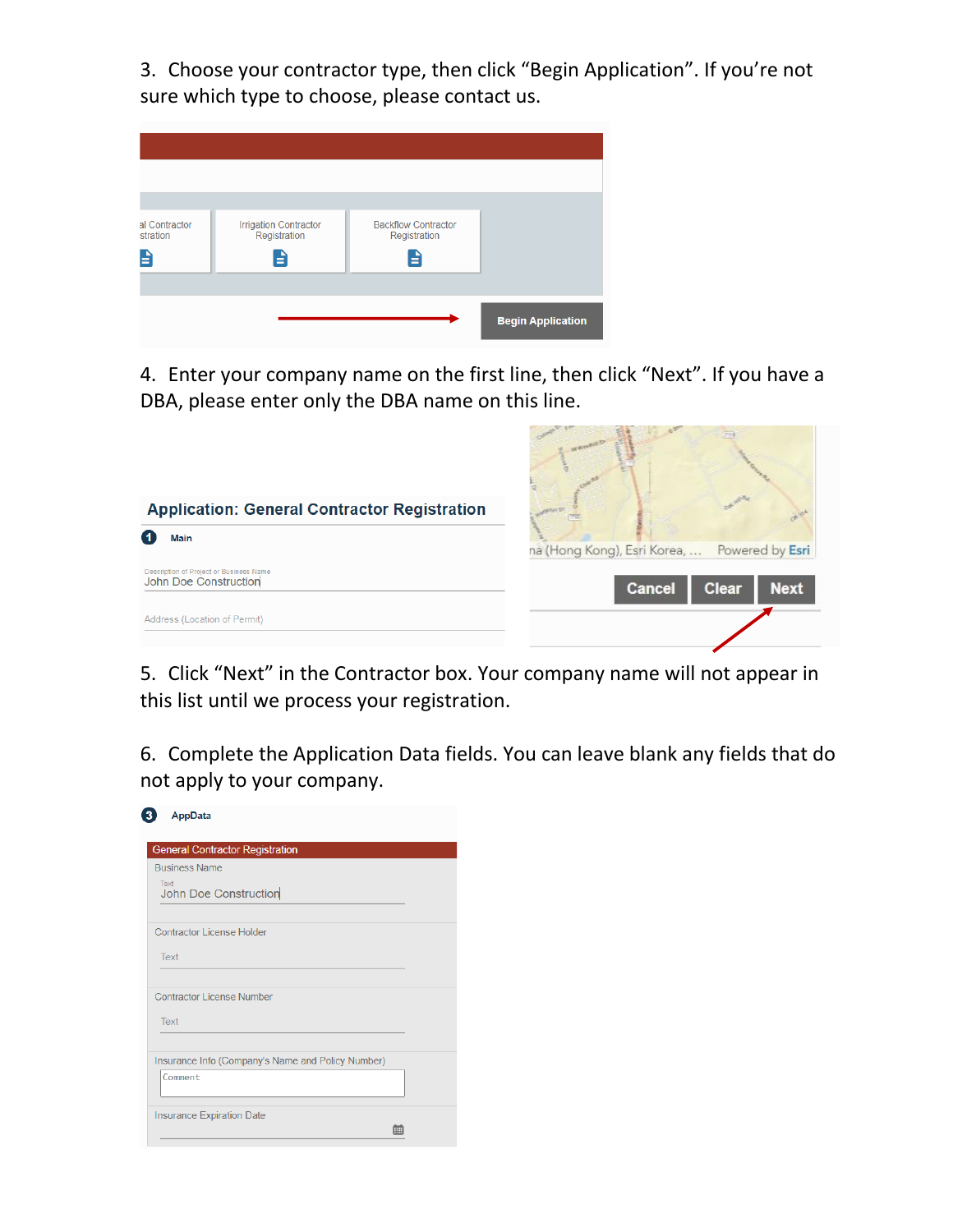3. Choose your contractor type, then click "Begin Application". If you're not sure which type to choose, please contact us.

al Contractor stration | Irrigation Contractor Registration | Backflow Contractor Registration

Begin Application

4. Enter your company name on the first line, then click "Next". If you have a DBA, please enter only the DBA name on this line.

**Application: General Contractor Registration**

1 Main

Description of Project or Business Name
John Doe Construction

Address (Location of Permit)

na (Hong Kong), Esri Korea, ... Powered by Esri

Cancel | Clear | Next

5. Click "Next" in the Contractor box. Your company name will not appear in this list until we process your registration.

6. Complete the Application Data fields. You can leave blank any fields that do not apply to your company.

3 AppData

General Contractor Registration

Business Name
Text
John Doe Construction

Contractor License Holder
Text

Contractor License Number
Text

Insurance Info (Company's Name and Policy Number)
Comment

Insurance Expiration Date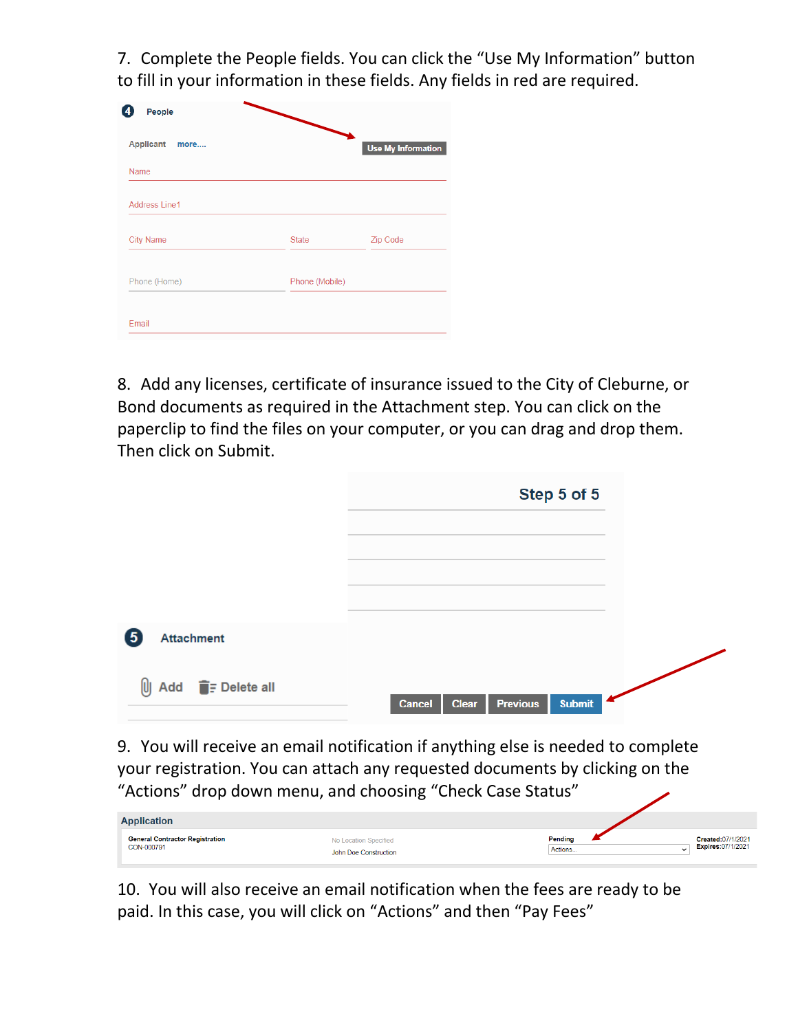7. Complete the People fields. You can click the “Use My Information” button to fill in your information in these fields. Any fields in red are required.

**4** People

Applicant more.... Use My Information

Name

Address Line1

City Name State Zip Code

Phone (Home) Phone (Mobile)

Email

8. Add any licenses, certificate of insurance issued to the City of Cleburne, or Bond documents as required in the Attachment step. You can click on the paperclip to find the files on your computer, or you can drag and drop them. Then click on Submit.

Step 5 of 5

**5** Attachment

Add Delete all

Cancel Clear Previous Submit

9. You will receive an email notification if anything else is needed to complete your registration. You can attach any requested documents by clicking on the “Actions” drop down menu, and choosing “Check Case Status”

| Application | | | |
|---|---|---|---|
| General Contractor Registration<br>CON-000791 | No Location Specified<br>John Doe Construction | Pending<br>Actions... | Created:07/1/2021<br>Expires:07/1/2021 |

10. You will also receive an email notification when the fees are ready to be paid. In this case, you will click on “Actions” and then “Pay Fees”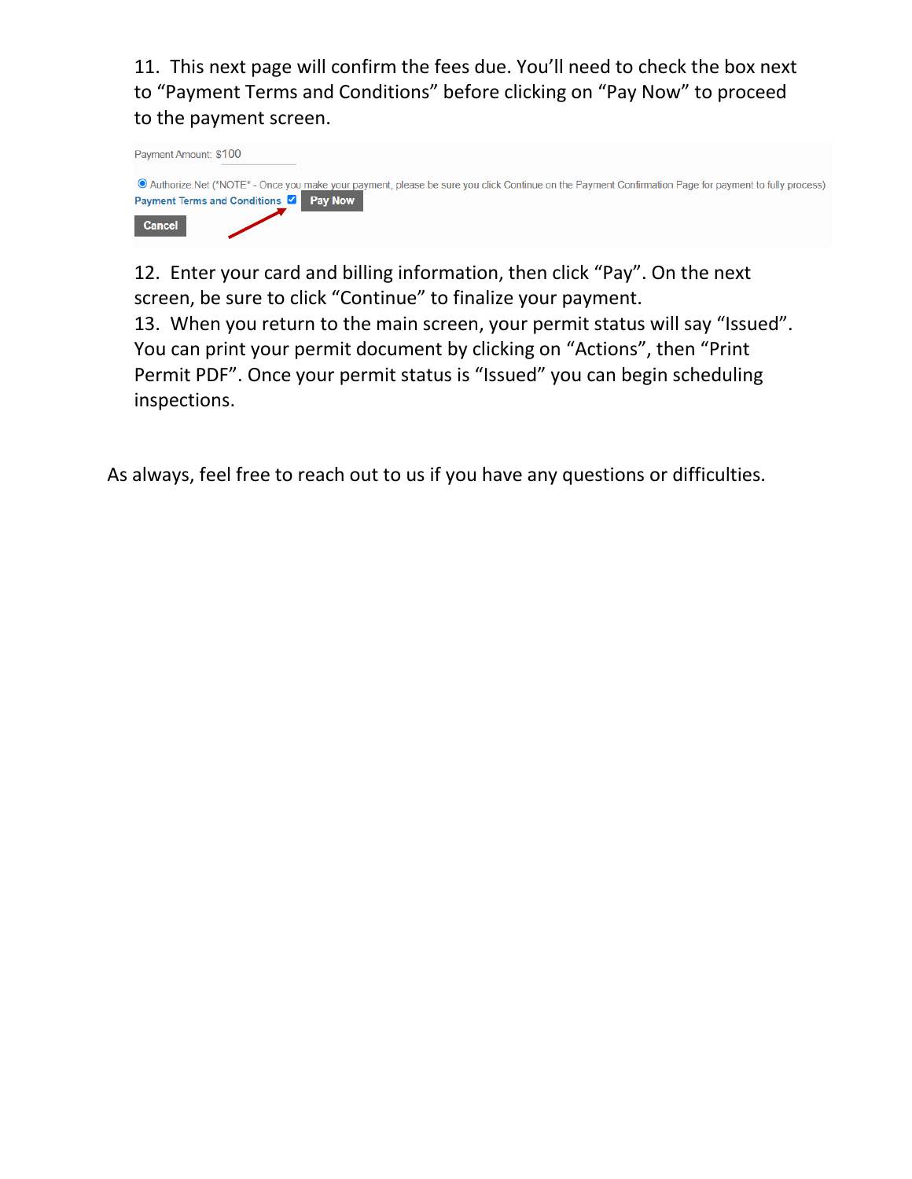11. This next page will confirm the fees due. You'll need to check the box next to "Payment Terms and Conditions" before clicking on "Pay Now" to proceed to the payment screen.

Payment Amount: $100

Authorize.Net (*NOTE* - Once you make your payment, please be sure you click Continue on the Payment Confirmation Page for payment to fully process)

Payment Terms and Conditions Pay Now

Cancel

12. Enter your card and billing information, then click "Pay". On the next screen, be sure to click "Continue" to finalize your payment.

13. When you return to the main screen, your permit status will say "Issued". You can print your permit document by clicking on "Actions", then "Print Permit PDF". Once your permit status is "Issued" you can begin scheduling inspections.

As always, feel free to reach out to us if you have any questions or difficulties.